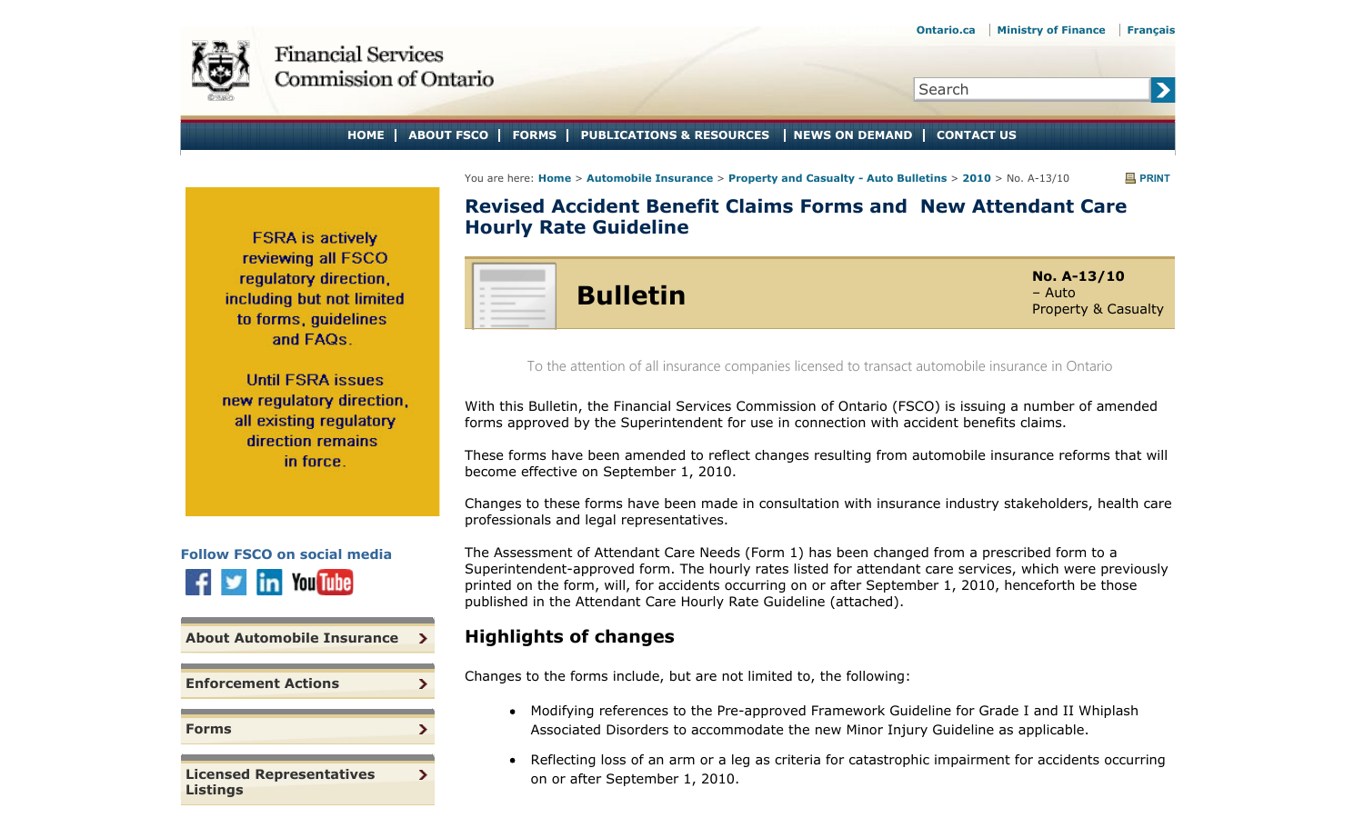Financial Services Commission of Ontario

Ontario.ca | Ministry of Finance | Français

HOME | ABOUT FSCO | FORMS | PUBLICATIONS & RESOURCES | NEWS ON DEMAND | CONTACT US

You are here: Home > Automobile Insurance > Property and Casualty - Auto Bulletins > 2010 > No. A-13/10

FSRA is actively reviewing all FSCO regulatory direction, including but not limited to forms, guidelines and FAQs.

Until FSRA issues new regulatory direction, all existing regulatory direction remains in force.

Follow FSCO on social media

- About Automobile Insurance
- Enforcement Actions
- Forms
- Licensed Representatives Listings

# Revised Accident Benefit Claims Forms and New Attendant Care Hourly Rate Guideline

## Bulletin

**No. A-13/10**
– Auto
Property & Casualty

To the attention of all insurance companies licensed to transact automobile insurance in Ontario

With this Bulletin, the Financial Services Commission of Ontario (FSCO) is issuing a number of amended forms approved by the Superintendent for use in connection with accident benefits claims.

These forms have been amended to reflect changes resulting from automobile insurance reforms that will become effective on September 1, 2010.

Changes to these forms have been made in consultation with insurance industry stakeholders, health care professionals and legal representatives.

The Assessment of Attendant Care Needs (Form 1) has been changed from a prescribed form to a Superintendent-approved form. The hourly rates listed for attendant care services, which were previously printed on the form, will, for accidents occurring on or after September 1, 2010, henceforth be those published in the Attendant Care Hourly Rate Guideline (attached).

## Highlights of changes

Changes to the forms include, but are not limited to, the following:

- Modifying references to the Pre-approved Framework Guideline for Grade I and II Whiplash Associated Disorders to accommodate the new Minor Injury Guideline as applicable.
- Reflecting loss of an arm or a leg as criteria for catastrophic impairment for accidents occurring on or after September 1, 2010.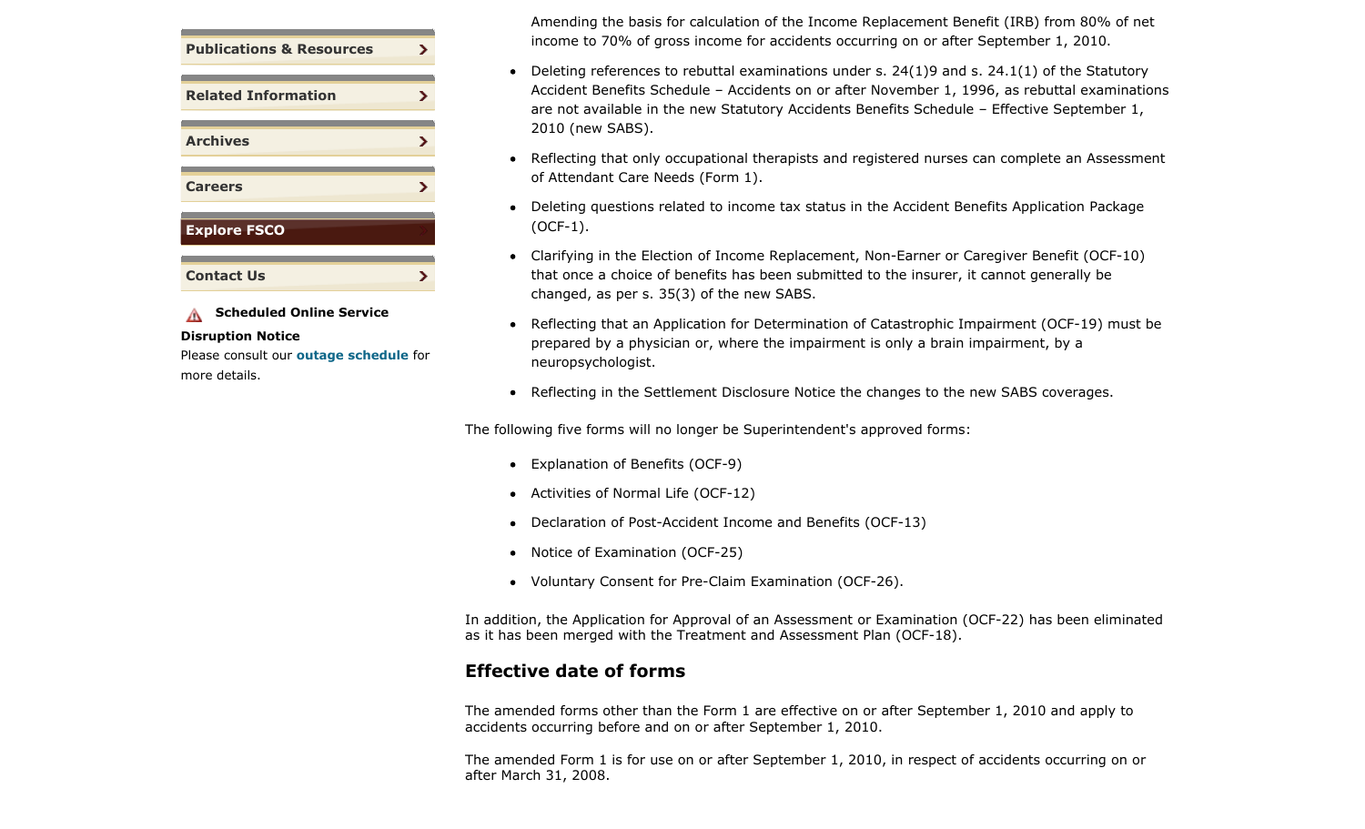- Publications & Resources
- Related Information
- Archives
- Careers
- Explore FSCO
- Contact Us

**Scheduled Online Service Disruption Notice**

Please consult our **outage schedule** for more details.

- Amending the basis for calculation of the Income Replacement Benefit (IRB) from 80% of net income to 70% of gross income for accidents occurring on or after September 1, 2010.
- Deleting references to rebuttal examinations under s. 24(1)9 and s. 24.1(1) of the Statutory Accident Benefits Schedule – Accidents on or after November 1, 1996, as rebuttal examinations are not available in the new Statutory Accidents Benefits Schedule – Effective September 1, 2010 (new SABS).
- Reflecting that only occupational therapists and registered nurses can complete an Assessment of Attendant Care Needs (Form 1).
- Deleting questions related to income tax status in the Accident Benefits Application Package (OCF-1).
- Clarifying in the Election of Income Replacement, Non-Earner or Caregiver Benefit (OCF-10) that once a choice of benefits has been submitted to the insurer, it cannot generally be changed, as per s. 35(3) of the new SABS.
- Reflecting that an Application for Determination of Catastrophic Impairment (OCF-19) must be prepared by a physician or, where the impairment is only a brain impairment, by a neuropsychologist.
- Reflecting in the Settlement Disclosure Notice the changes to the new SABS coverages.

The following five forms will no longer be Superintendent's approved forms:

- Explanation of Benefits (OCF-9)
- Activities of Normal Life (OCF-12)
- Declaration of Post-Accident Income and Benefits (OCF-13)
- Notice of Examination (OCF-25)
- Voluntary Consent for Pre-Claim Examination (OCF-26).

In addition, the Application for Approval of an Assessment or Examination (OCF-22) has been eliminated as it has been merged with the Treatment and Assessment Plan (OCF-18).

## Effective date of forms

The amended forms other than the Form 1 are effective on or after September 1, 2010 and apply to accidents occurring before and on or after September 1, 2010.

The amended Form 1 is for use on or after September 1, 2010, in respect of accidents occurring on or after March 31, 2008.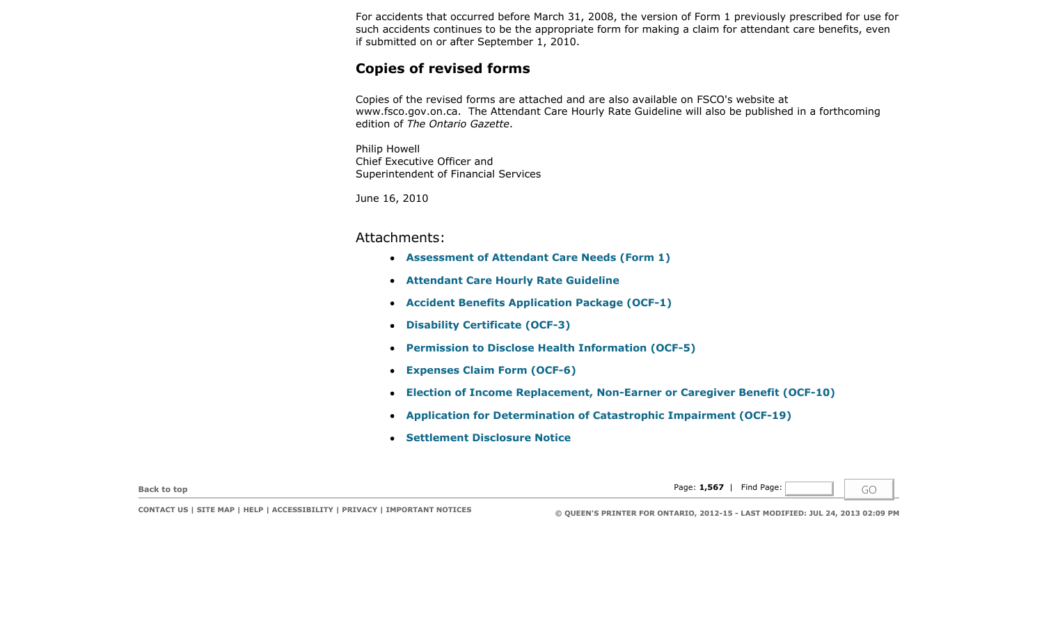For accidents that occurred before March 31, 2008, the version of Form 1 previously prescribed for use for such accidents continues to be the appropriate form for making a claim for attendant care benefits, even if submitted on or after September 1, 2010.

## Copies of revised forms

Copies of the revised forms are attached and are also available on FSCO's website at www.fsco.gov.on.ca. The Attendant Care Hourly Rate Guideline will also be published in a forthcoming edition of *The Ontario Gazette*.

Philip Howell
Chief Executive Officer and
Superintendent of Financial Services

June 16, 2010

Attachments:

- **Assessment of Attendant Care Needs (Form 1)**
- **Attendant Care Hourly Rate Guideline**
- **Accident Benefits Application Package (OCF-1)**
- **Disability Certificate (OCF-3)**
- **Permission to Disclose Health Information (OCF-5)**
- **Expenses Claim Form (OCF-6)**
- **Election of Income Replacement, Non-Earner or Caregiver Benefit (OCF-10)**
- **Application for Determination of Catastrophic Impairment (OCF-19)**
- **Settlement Disclosure Notice**